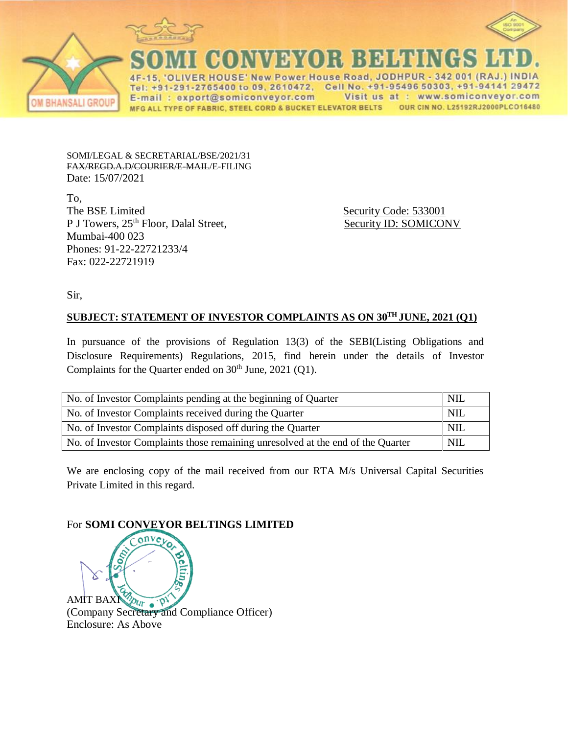# SOMI CONVEYOR BELTINGS LTD.

4F-15, 'OLIVER HOUSE' New Power House Road, JODHPUR - 342 001 (RAJ.) INDIA
Tel: +91-291-2765400 to 09, 2610472, Cell No. +91-95496 50303, +91-94141 29472
E-mail : export@somiconveyor.com Visit us at : www.somiconveyor.com
MFG ALL TYPE OF FABRIC, STEEL CORD & BUCKET ELEVATOR BELTS OUR CIN NO. L25192RJ2000PLC016480

OM BHANSALI GROUP

SOMI/LEGAL & SECRETARIAL/BSE/2021/31
~~FAX/REGD.A.D/COURIER/E-MAIL~~/E-FILING
Date: 15/07/2021

To,
The BSE Limited
P J Towers, 25th Floor, Dalal Street,
Mumbai-400 023
Phones: 91-22-22721233/4
Fax: 022-22721919

Security Code: 533001
Security ID: SOMICONV

Sir,

**SUBJECT: STATEMENT OF INVESTOR COMPLAINTS AS ON 30TH JUNE, 2021 (Q1)**

In pursuance of the provisions of Regulation 13(3) of the SEBI(Listing Obligations and Disclosure Requirements) Regulations, 2015, find herein under the details of Investor Complaints for the Quarter ended on 30th June, 2021 (Q1).

| | |
|---|---|
| No. of Investor Complaints pending at the beginning of Quarter | NIL |
| No. of Investor Complaints received during the Quarter | NIL |
| No. of Investor Complaints disposed off during the Quarter | NIL |
| No. of Investor Complaints those remaining unresolved at the end of the Quarter | NIL |

We are enclosing copy of the mail received from our RTA M/s Universal Capital Securities Private Limited in this regard.

For **SOMI CONVEYOR BELTINGS LIMITED**

AMIT BAXI
(Company Secretary and Compliance Officer)
Enclosure: As Above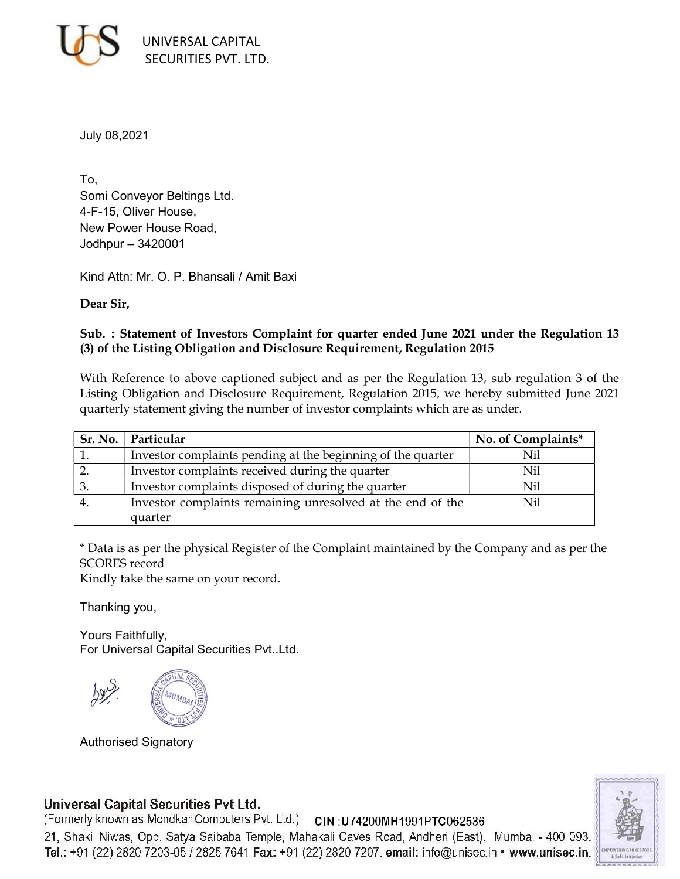UNIVERSAL CAPITAL SECURITIES PVT. LTD.

July 08,2021

To,
Somi Conveyor Beltings Ltd.
4-F-15, Oliver House,
New Power House Road,
Jodhpur – 3420001

Kind Attn: Mr. O. P. Bhansali / Amit Baxi

**Dear Sir,**

**Sub. : Statement of Investors Complaint for quarter ended June 2021 under the Regulation 13 (3) of the Listing Obligation and Disclosure Requirement, Regulation 2015**

With Reference to above captioned subject and as per the Regulation 13, sub regulation 3 of the Listing Obligation and Disclosure Requirement, Regulation 2015, we hereby submitted June 2021 quarterly statement giving the number of investor complaints which are as under.

| Sr. No. | Particular | No. of Complaints* |
|---|---|---|
| 1. | Investor complaints pending at the beginning of the quarter | Nil |
| 2. | Investor complaints received during the quarter | Nil |
| 3. | Investor complaints disposed of during the quarter | Nil |
| 4. | Investor complaints remaining unresolved at the end of the quarter | Nil |

* Data is as per the physical Register of the Complaint maintained by the Company and as per the SCORES record

Kindly take the same on your record.

Thanking you,

Yours Faithfully,
For Universal Capital Securities Pvt..Ltd.

Authorised Signatory

**Universal Capital Securities Pvt Ltd.**
(Formerly known as Mondkar Computers Pvt. Ltd.) CIN :U74200MH1991PTC062536
21, Shakil Niwas, Opp. Satya Saibaba Temple, Mahakali Caves Road, Andheri (East), Mumbai - 400 093.
**Tel.:** +91 (22) 2820 7203-05 / 2825 7641 **Fax:** +91 (22) 2820 7207. **email:** info@unisec.in • **www.unisec.in.**